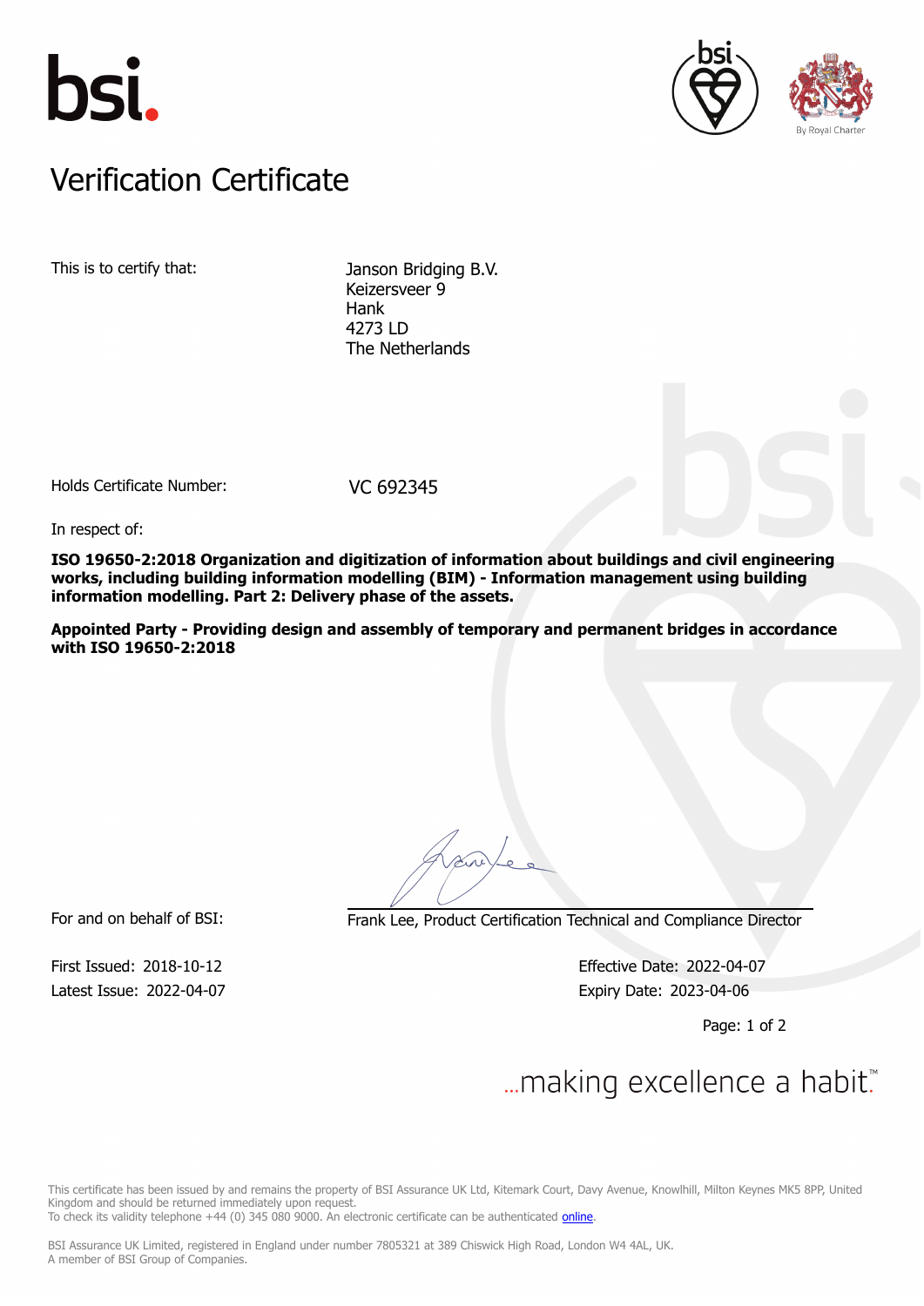# Verification Certificate

This is to certify that: Janson Bridging B.V.
Keizersveer 9
Hank
4273 LD
The Netherlands

Holds Certificate Number: VC 692345

In respect of:

**ISO 19650-2:2018 Organization and digitization of information about buildings and civil engineering works, including building information modelling (BIM) - Information management using building information modelling. Part 2: Delivery phase of the assets.**

**Appointed Party - Providing design and assembly of temporary and permanent bridges in accordance with ISO 19650-2:2018**

For and on behalf of BSI: Frank Lee, Product Certification Technical and Compliance Director

First Issued: 2018-10-12
Latest Issue: 2022-04-07

Effective Date: 2022-04-07
Expiry Date: 2023-04-06

...making excellence a habit.™

This certificate has been issued by and remains the property of BSI Assurance UK Ltd, Kitemark Court, Davy Avenue, Knowlhill, Milton Keynes MK5 8PP, United Kingdom and should be returned immediately upon request.
To check its validity telephone +44 (0) 345 080 9000. An electronic certificate can be authenticated online.

BSI Assurance UK Limited, registered in England under number 7805321 at 389 Chiswick High Road, London W4 4AL, UK.
A member of BSI Group of Companies.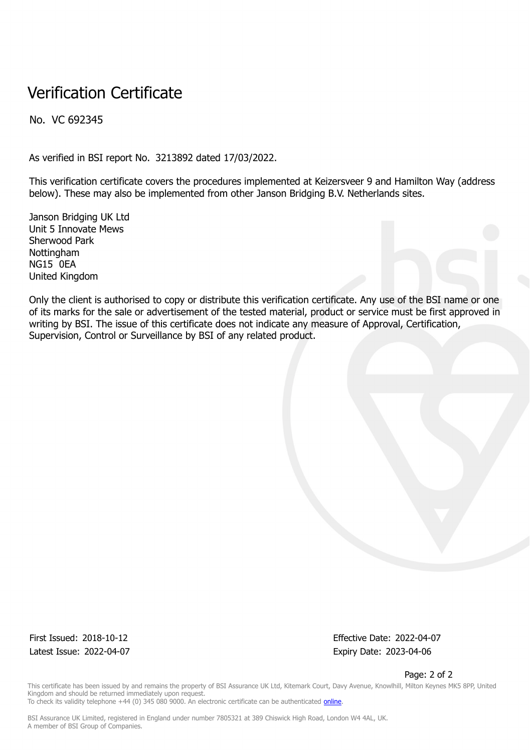# Verification Certificate

No. VC 692345

As verified in BSI report No. 3213892 dated 17/03/2022.

This verification certificate covers the procedures implemented at Keizersveer 9 and Hamilton Way (address below). These may also be implemented from other Janson Bridging B.V. Netherlands sites.

Janson Bridging UK Ltd
Unit 5 Innovate Mews
Sherwood Park
Nottingham
NG15 0EA
United Kingdom

Only the client is authorised to copy or distribute this verification certificate. Any use of the BSI name or one of its marks for the sale or advertisement of the tested material, product or service must be first approved in writing by BSI. The issue of this certificate does not indicate any measure of Approval, Certification, Supervision, Control or Surveillance by BSI of any related product.

First Issued: 2018-10-12
Latest Issue: 2022-04-07

Effective Date: 2022-04-07
Expiry Date: 2023-04-06

This certificate has been issued by and remains the property of BSI Assurance UK Ltd, Kitemark Court, Davy Avenue, Knowlhill, Milton Keynes MK5 8PP, United Kingdom and should be returned immediately upon request.
To check its validity telephone +44 (0) 345 080 9000. An electronic certificate can be authenticated online.

BSI Assurance UK Limited, registered in England under number 7805321 at 389 Chiswick High Road, London W4 4AL, UK.
A member of BSI Group of Companies.